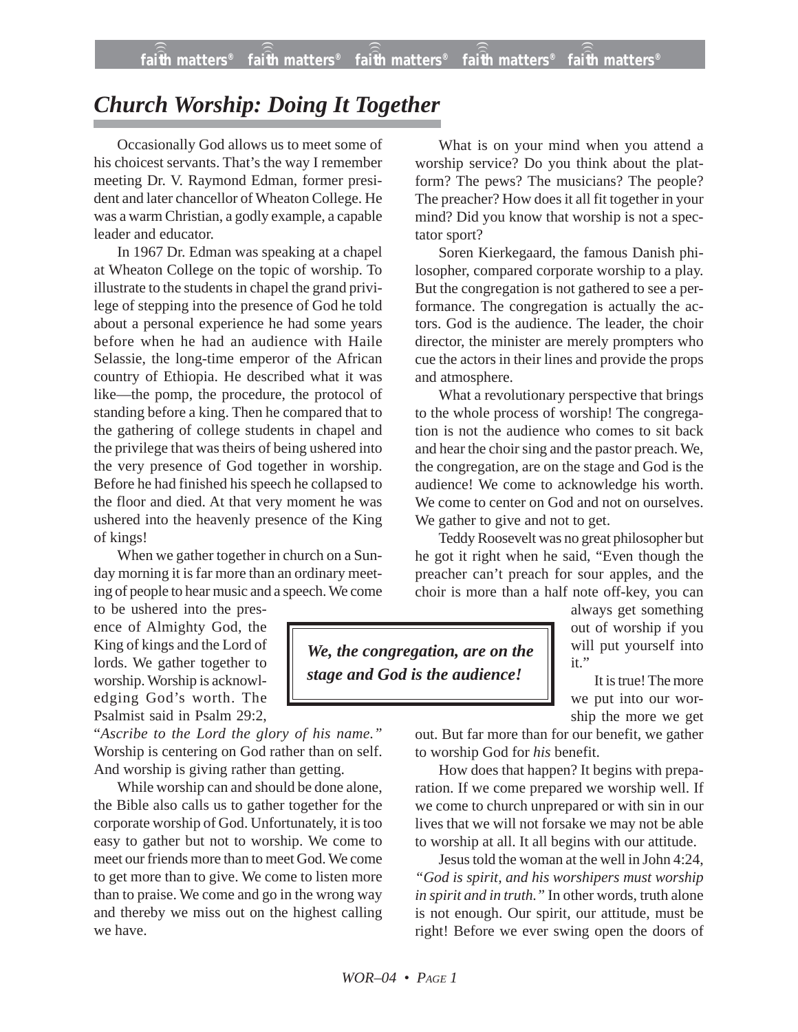# *Church Worship: Doing It Together*

Occasionally God allows us to meet some of his choicest servants. That's the way I remember meeting Dr. V. Raymond Edman, former president and later chancellor of Wheaton College. He was a warm Christian, a godly example, a capable leader and educator.

In 1967 Dr. Edman was speaking at a chapel at Wheaton College on the topic of worship. To illustrate to the students in chapel the grand privilege of stepping into the presence of God he told about a personal experience he had some years before when he had an audience with Haile Selassie, the long-time emperor of the African country of Ethiopia. He described what it was like—the pomp, the procedure, the protocol of standing before a king. Then he compared that to the gathering of college students in chapel and the privilege that was theirs of being ushered into the very presence of God together in worship. Before he had finished his speech he collapsed to the floor and died. At that very moment he was ushered into the heavenly presence of the King of kings!

When we gather together in church on a Sunday morning it is far more than an ordinary meeting of people to hear music and a speech. We come to be ushered into the presence of Almighty God, the King of kings and the Lord of lords. We gather together to worship. Worship is acknowledging God's worth. The Psalmist said in Psalm 29:2, "*Ascribe to the Lord the glory of his name."* Worship is centering on God rather than on self. And worship is giving rather than getting.

While worship can and should be done alone, the Bible also calls us to gather together for the corporate worship of God. Unfortunately, it is too easy to gather but not to worship. We come to meet our friends more than to meet God. We come to get more than to give. We come to listen more than to praise. We come and go in the wrong way and thereby we miss out on the highest calling we have.

What is on your mind when you attend a worship service? Do you think about the platform? The pews? The musicians? The people? The preacher? How does it all fit together in your mind? Did you know that worship is not a spectator sport?

Soren Kierkegaard, the famous Danish philosopher, compared corporate worship to a play. But the congregation is not gathered to see a performance. The congregation is actually the actors. God is the audience. The leader, the choir director, the minister are merely prompters who cue the actors in their lines and provide the props and atmosphere.

What a revolutionary perspective that brings to the whole process of worship! The congregation is not the audience who comes to sit back and hear the choir sing and the pastor preach. We, the congregation, are on the stage and God is the audience! We come to acknowledge his worth. We come to center on God and not on ourselves. We gather to give and not to get.

Teddy Roosevelt was no great philosopher but he got it right when he said, "Even though the preacher can't preach for sour apples, and the choir is more than a half note off-key, you can always get something out of worship if you will put yourself into it."

> ***We, the congregation, are on the stage and God is the audience!***

It is true! The more we put into our worship the more we get out. But far more than for our benefit, we gather to worship God for *his* benefit.

How does that happen? It begins with preparation. If we come prepared we worship well. If we come to church unprepared or with sin in our lives that we will not forsake we may not be able to worship at all. It all begins with our attitude.

Jesus told the woman at the well in John 4:24, *"God is spirit, and his worshipers must worship in spirit and in truth."* In other words, truth alone is not enough. Our spirit, our attitude, must be right! Before we ever swing open the doors of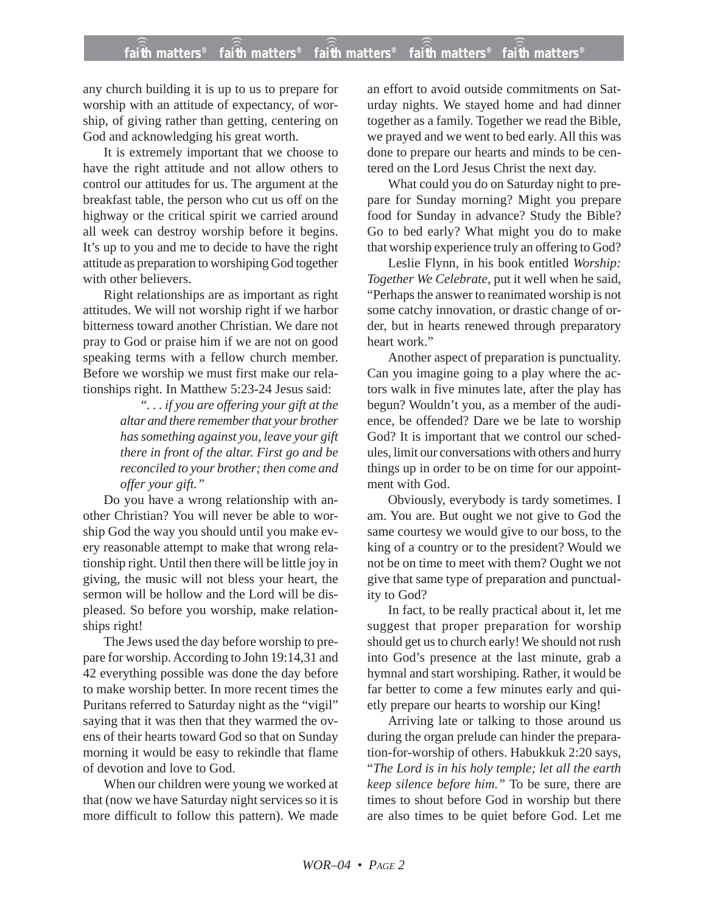any church building it is up to us to prepare for worship with an attitude of expectancy, of worship, of giving rather than getting, centering on God and acknowledging his great worth.

It is extremely important that we choose to have the right attitude and not allow others to control our attitudes for us. The argument at the breakfast table, the person who cut us off on the highway or the critical spirit we carried around all week can destroy worship before it begins. It's up to you and me to decide to have the right attitude as preparation to worshiping God together with other believers.

Right relationships are as important as right attitudes. We will not worship right if we harbor bitterness toward another Christian. We dare not pray to God or praise him if we are not on good speaking terms with a fellow church member. Before we worship we must first make our relationships right. In Matthew 5:23-24 Jesus said:

> *". . . if you are offering your gift at the altar and there remember that your brother has something against you, leave your gift there in front of the altar. First go and be reconciled to your brother; then come and offer your gift."*

Do you have a wrong relationship with another Christian? You will never be able to worship God the way you should until you make every reasonable attempt to make that wrong relationship right. Until then there will be little joy in giving, the music will not bless your heart, the sermon will be hollow and the Lord will be displeased. So before you worship, make relationships right!

The Jews used the day before worship to prepare for worship. According to John 19:14,31 and 42 everything possible was done the day before to make worship better. In more recent times the Puritans referred to Saturday night as the "vigil" saying that it was then that they warmed the ovens of their hearts toward God so that on Sunday morning it would be easy to rekindle that flame of devotion and love to God.

When our children were young we worked at that (now we have Saturday night services so it is more difficult to follow this pattern). We made an effort to avoid outside commitments on Saturday nights. We stayed home and had dinner together as a family. Together we read the Bible, we prayed and we went to bed early. All this was done to prepare our hearts and minds to be centered on the Lord Jesus Christ the next day.

What could you do on Saturday night to prepare for Sunday morning? Might you prepare food for Sunday in advance? Study the Bible? Go to bed early? What might you do to make that worship experience truly an offering to God?

Leslie Flynn, in his book entitled *Worship: Together We Celebrate*, put it well when he said, "Perhaps the answer to reanimated worship is not some catchy innovation, or drastic change of order, but in hearts renewed through preparatory heart work."

Another aspect of preparation is punctuality. Can you imagine going to a play where the actors walk in five minutes late, after the play has begun? Wouldn't you, as a member of the audience, be offended? Dare we be late to worship God? It is important that we control our schedules, limit our conversations with others and hurry things up in order to be on time for our appointment with God.

Obviously, everybody is tardy sometimes. I am. You are. But ought we not give to God the same courtesy we would give to our boss, to the king of a country or to the president? Would we not be on time to meet with them? Ought we not give that same type of preparation and punctuality to God?

In fact, to be really practical about it, let me suggest that proper preparation for worship should get us to church early! We should not rush into God's presence at the last minute, grab a hymnal and start worshiping. Rather, it would be far better to come a few minutes early and quietly prepare our hearts to worship our King!

Arriving late or talking to those around us during the organ prelude can hinder the preparation-for-worship of others. Habukkuk 2:20 says, "*The Lord is in his holy temple; let all the earth keep silence before him."* To be sure, there are times to shout before God in worship but there are also times to be quiet before God. Let me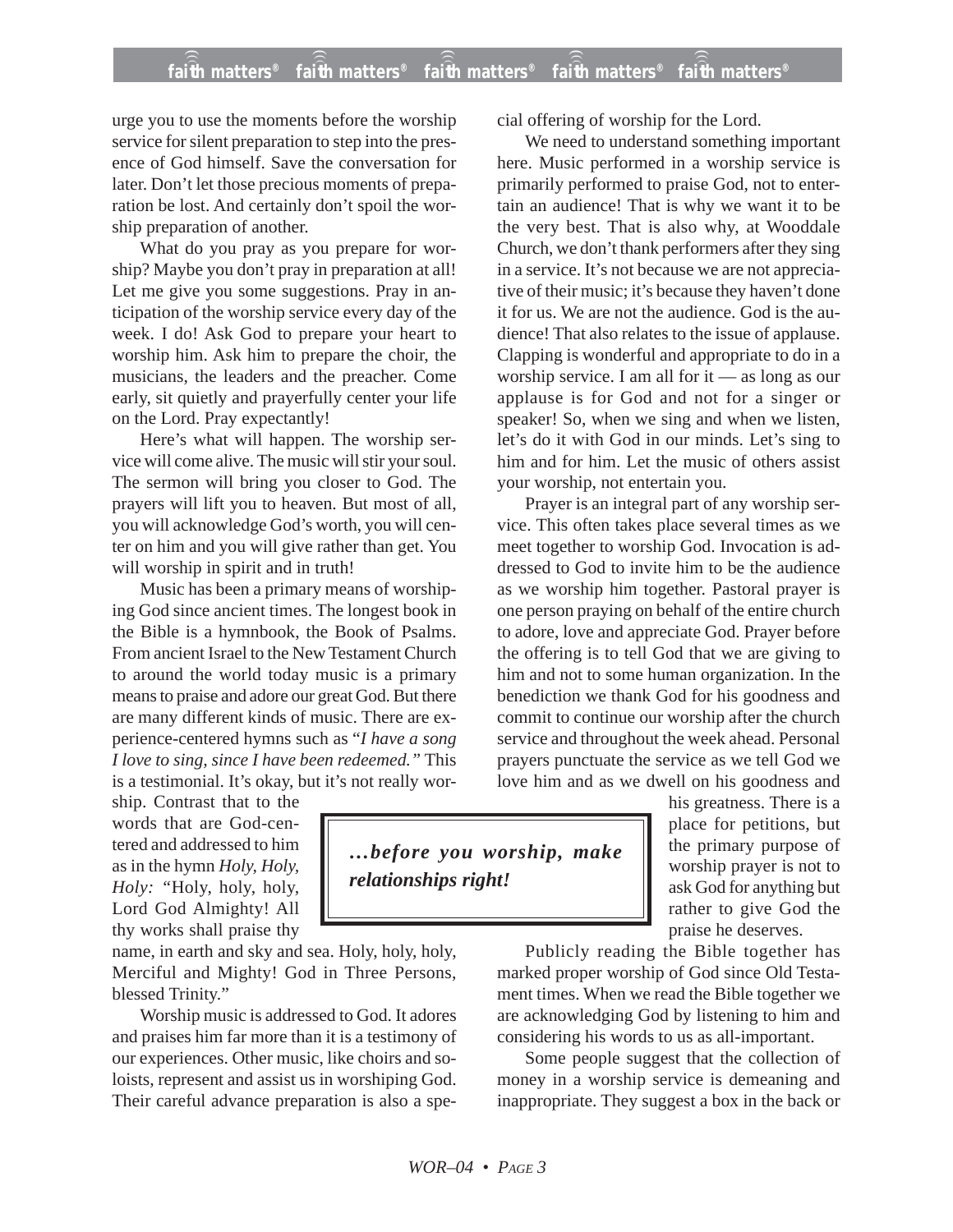urge you to use the moments before the worship service for silent preparation to step into the presence of God himself. Save the conversation for later. Don't let those precious moments of preparation be lost. And certainly don't spoil the worship preparation of another.

What do you pray as you prepare for worship? Maybe you don't pray in preparation at all! Let me give you some suggestions. Pray in anticipation of the worship service every day of the week. I do! Ask God to prepare your heart to worship him. Ask him to prepare the choir, the musicians, the leaders and the preacher. Come early, sit quietly and prayerfully center your life on the Lord. Pray expectantly!

Here's what will happen. The worship service will come alive. The music will stir your soul. The sermon will bring you closer to God. The prayers will lift you to heaven. But most of all, you will acknowledge God's worth, you will center on him and you will give rather than get. You will worship in spirit and in truth!

Music has been a primary means of worshiping God since ancient times. The longest book in the Bible is a hymnbook, the Book of Psalms. From ancient Israel to the New Testament Church to around the world today music is a primary means to praise and adore our great God. But there are many different kinds of music. There are experience-centered hymns such as "*I have a song I love to sing, since I have been redeemed."* This is a testimonial. It's okay, but it's not really worship. Contrast that to the words that are God-centered and addressed to him as in the hymn *Holy, Holy, Holy:* "Holy, holy, holy, Lord God Almighty! All thy works shall praise thy name, in earth and sky and sea. Holy, holy, holy, Merciful and Mighty! God in Three Persons, blessed Trinity."

Worship music is addressed to God. It adores and praises him far more than it is a testimony of our experiences. Other music, like choirs and soloists, represent and assist us in worshiping God. Their careful advance preparation is also a special offering of worship for the Lord.

We need to understand something important here. Music performed in a worship service is primarily performed to praise God, not to entertain an audience! That is why we want it to be the very best. That is also why, at Wooddale Church, we don't thank performers after they sing in a service. It's not because we are not appreciative of their music; it's because they haven't done it for us. We are not the audience. God is the audience! That also relates to the issue of applause. Clapping is wonderful and appropriate to do in a worship service. I am all for it — as long as our applause is for God and not for a singer or speaker! So, when we sing and when we listen, let's do it with God in our minds. Let's sing to him and for him. Let the music of others assist your worship, not entertain you.

Prayer is an integral part of any worship service. This often takes place several times as we meet together to worship God. Invocation is addressed to God to invite him to be the audience as we worship him together. Pastoral prayer is one person praying on behalf of the entire church to adore, love and appreciate God. Prayer before the offering is to tell God that we are giving to him and not to some human organization. In the benediction we thank God for his goodness and commit to continue our worship after the church service and throughout the week ahead. Personal prayers punctuate the service as we tell God we love him and as we dwell on his goodness and his greatness. There is a place for petitions, but the primary purpose of worship prayer is not to ask God for anything but rather to give God the praise he deserves.

> ***…before you worship, make relationships right!***

Publicly reading the Bible together has marked proper worship of God since Old Testament times. When we read the Bible together we are acknowledging God by listening to him and considering his words to us as all-important.

Some people suggest that the collection of money in a worship service is demeaning and inappropriate. They suggest a box in the back or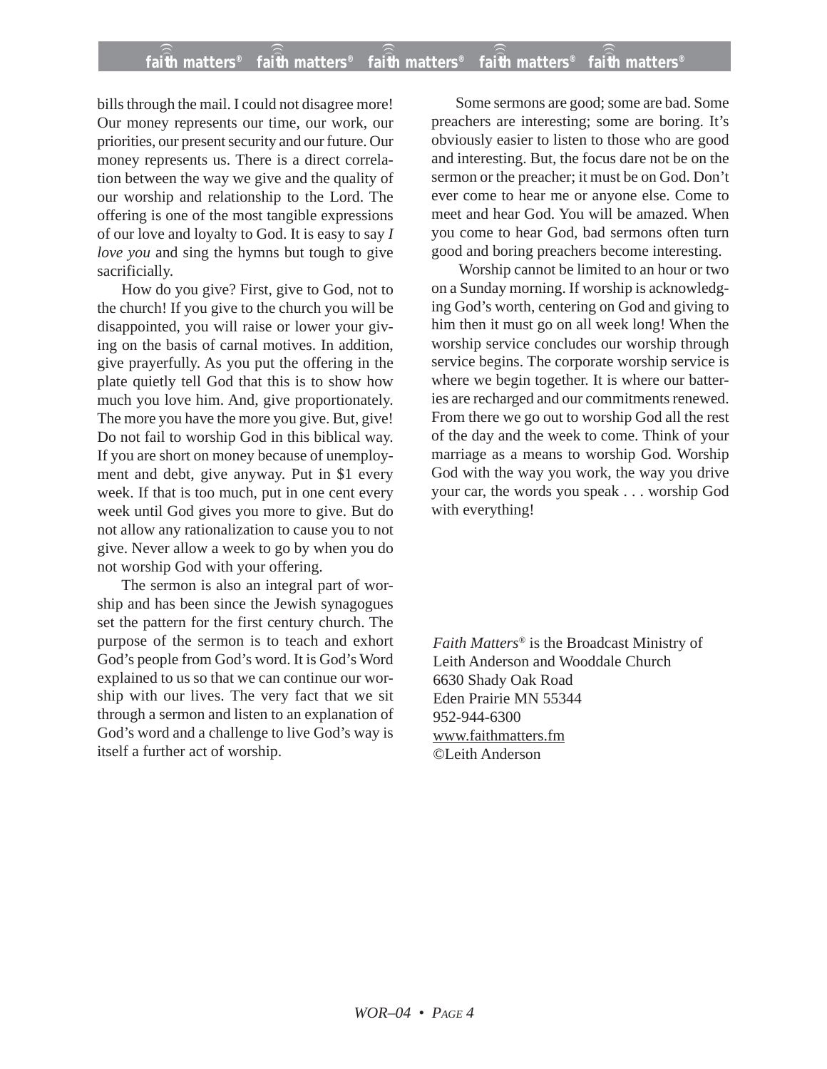bills through the mail. I could not disagree more! Our money represents our time, our work, our priorities, our present security and our future. Our money represents us. There is a direct correlation between the way we give and the quality of our worship and relationship to the Lord. The offering is one of the most tangible expressions of our love and loyalty to God. It is easy to say *I love you* and sing the hymns but tough to give sacrificially.

How do you give? First, give to God, not to the church! If you give to the church you will be disappointed, you will raise or lower your giving on the basis of carnal motives. In addition, give prayerfully. As you put the offering in the plate quietly tell God that this is to show how much you love him. And, give proportionately. The more you have the more you give. But, give! Do not fail to worship God in this biblical way. If you are short on money because of unemployment and debt, give anyway. Put in $1 every week. If that is too much, put in one cent every week until God gives you more to give. But do not allow any rationalization to cause you to not give. Never allow a week to go by when you do not worship God with your offering.

The sermon is also an integral part of worship and has been since the Jewish synagogues set the pattern for the first century church. The purpose of the sermon is to teach and exhort God's people from God's word. It is God's Word explained to us so that we can continue our worship with our lives. The very fact that we sit through a sermon and listen to an explanation of God's word and a challenge to live God's way is itself a further act of worship.

Some sermons are good; some are bad. Some preachers are interesting; some are boring. It's obviously easier to listen to those who are good and interesting. But, the focus dare not be on the sermon or the preacher; it must be on God. Don't ever come to hear me or anyone else. Come to meet and hear God. You will be amazed. When you come to hear God, bad sermons often turn good and boring preachers become interesting.

Worship cannot be limited to an hour or two on a Sunday morning. If worship is acknowledging God's worth, centering on God and giving to him then it must go on all week long! When the worship service concludes our worship through service begins. The corporate worship service is where we begin together. It is where our batteries are recharged and our commitments renewed. From there we go out to worship God all the rest of the day and the week to come. Think of your marriage as a means to worship God. Worship God with the way you work, the way you drive your car, the words you speak . . . worship God with everything!

*Faith Matters*® is the Broadcast Ministry of
Leith Anderson and Wooddale Church
6630 Shady Oak Road
Eden Prairie MN 55344
952-944-6300
www.faithmatters.fm
©Leith Anderson